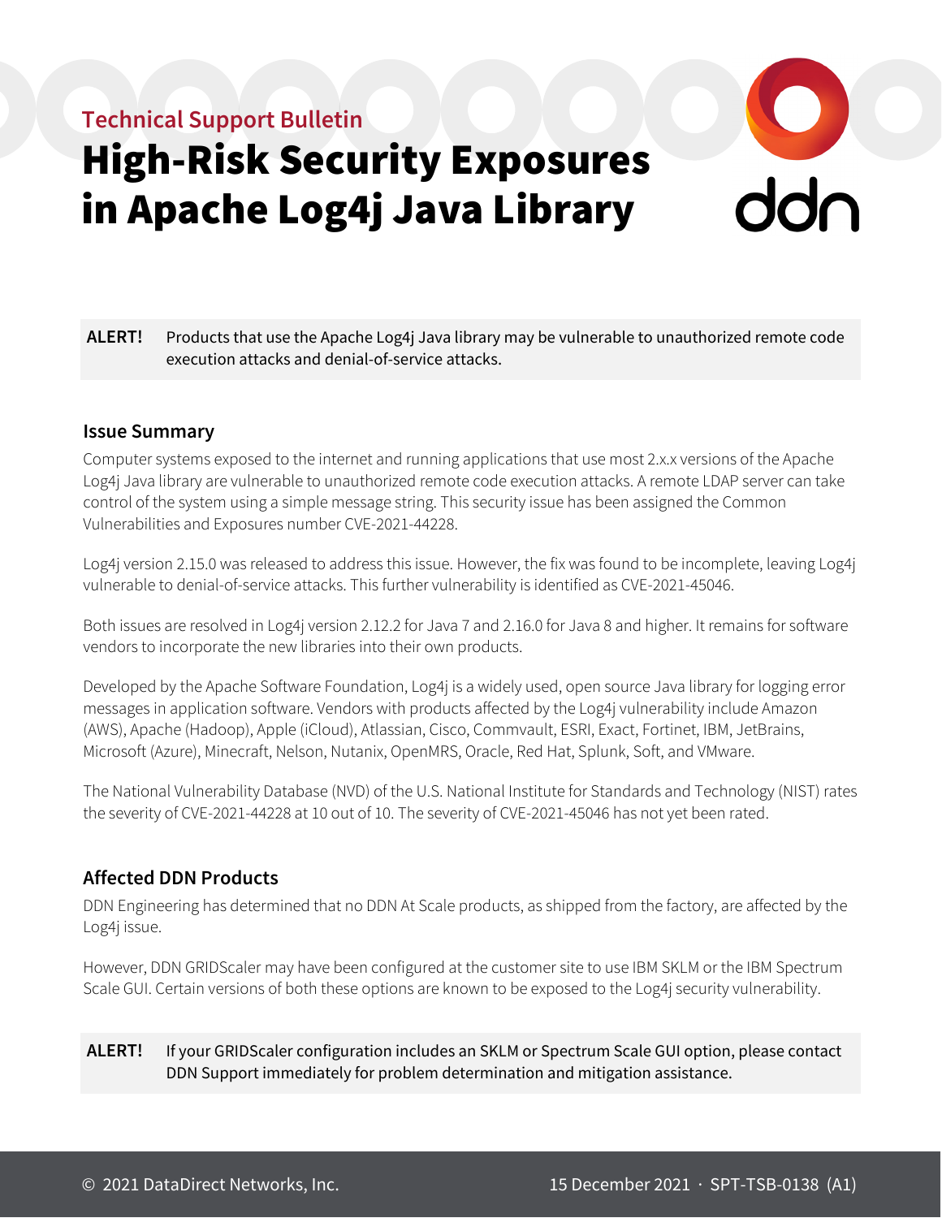Technical Support Bulletin

# High-Risk Security Exposures in Apache Log4j Java Library

**ALERT!** Products that use the Apache Log4j Java library may be vulnerable to unauthorized remote code execution attacks and denial-of-service attacks.

## Issue Summary

Computer systems exposed to the internet and running applications that use most 2.x.x versions of the Apache Log4j Java library are vulnerable to unauthorized remote code execution attacks. A remote LDAP server can take control of the system using a simple message string. This security issue has been assigned the Common Vulnerabilities and Exposures number CVE-2021-44228.

Log4j version 2.15.0 was released to address this issue. However, the fix was found to be incomplete, leaving Log4j vulnerable to denial-of-service attacks. This further vulnerability is identified as CVE-2021-45046.

Both issues are resolved in Log4j version 2.12.2 for Java 7 and 2.16.0 for Java 8 and higher. It remains for software vendors to incorporate the new libraries into their own products.

Developed by the Apache Software Foundation, Log4j is a widely used, open source Java library for logging error messages in application software. Vendors with products affected by the Log4j vulnerability include Amazon (AWS), Apache (Hadoop), Apple (iCloud), Atlassian, Cisco, Commvault, ESRI, Exact, Fortinet, IBM, JetBrains, Microsoft (Azure), Minecraft, Nelson, Nutanix, OpenMRS, Oracle, Red Hat, Splunk, Soft, and VMware.

The National Vulnerability Database (NVD) of the U.S. National Institute for Standards and Technology (NIST) rates the severity of CVE-2021-44228 at 10 out of 10. The severity of CVE-2021-45046 has not yet been rated.

## Affected DDN Products

DDN Engineering has determined that no DDN At Scale products, as shipped from the factory, are affected by the Log4j issue.

However, DDN GRIDScaler may have been configured at the customer site to use IBM SKLM or the IBM Spectrum Scale GUI. Certain versions of both these options are known to be exposed to the Log4j security vulnerability.

**ALERT!** If your GRIDScaler configuration includes an SKLM or Spectrum Scale GUI option, please contact DDN Support immediately for problem determination and mitigation assistance.

© 2021 DataDirect Networks, Inc. 15 December 2021 · SPT-TSB-0138 (A1)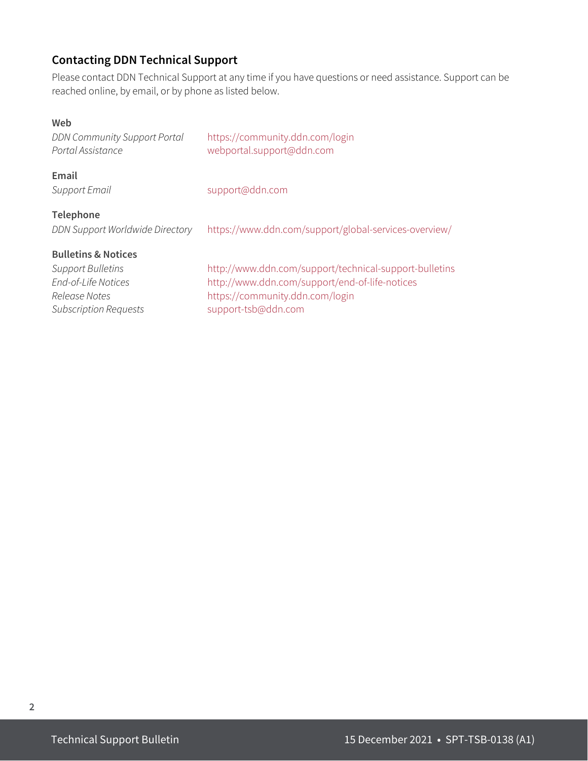## Contacting DDN Technical Support

Please contact DDN Technical Support at any time if you have questions or need assistance. Support can be reached online, by email, or by phone as listed below.

**Web**

| | |
|---|---|
| *DDN Community Support Portal* | https://community.ddn.com/login |
| *Portal Assistance* | webportal.support@ddn.com |

**Email**

| | |
|---|---|
| *Support Email* | support@ddn.com |

**Telephone**

| | |
|---|---|
| *DDN Support Worldwide Directory* | https://www.ddn.com/support/global-services-overview/ |

**Bulletins & Notices**

| | |
|---|---|
| *Support Bulletins* | http://www.ddn.com/support/technical-support-bulletins |
| *End-of-Life Notices* | http://www.ddn.com/support/end-of-life-notices |
| *Release Notes* | https://community.ddn.com/login |
| *Subscription Requests* | support-tsb@ddn.com |